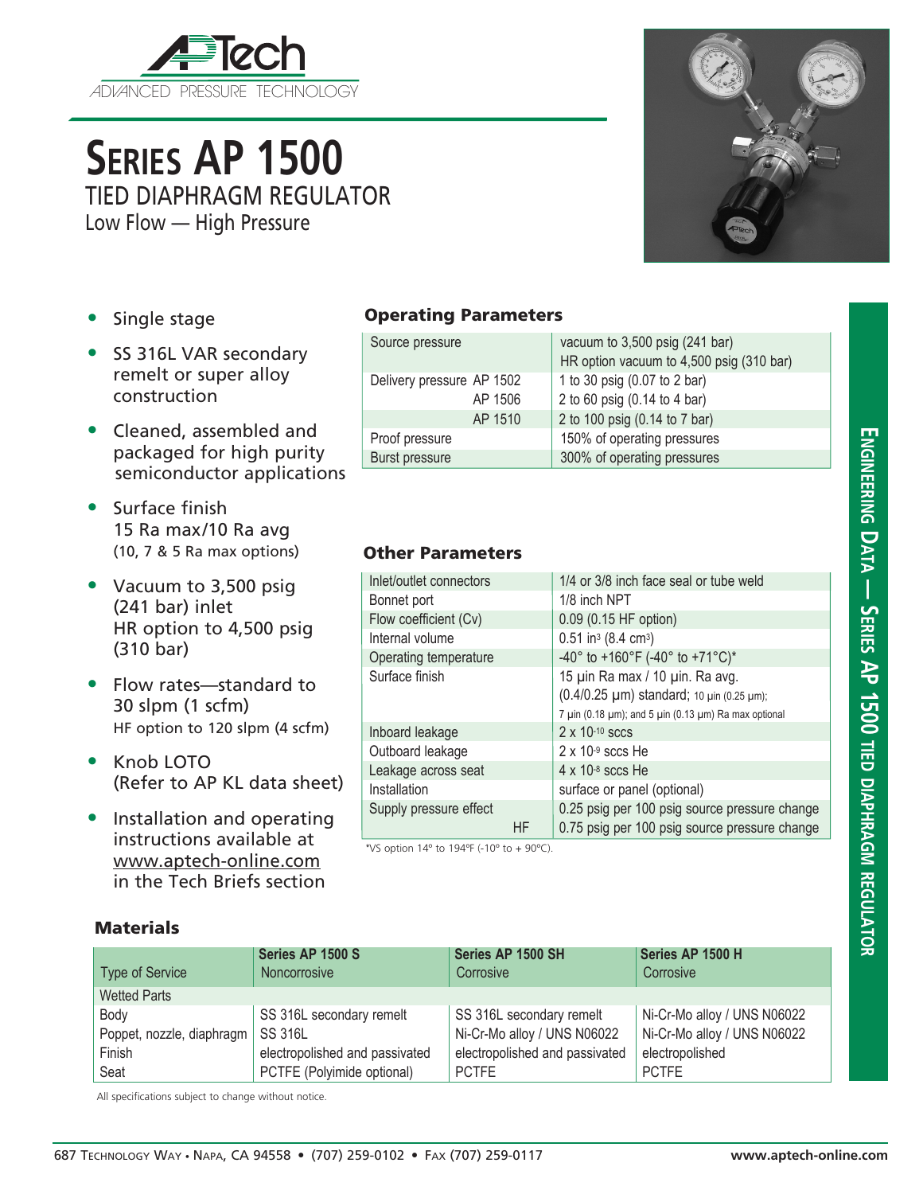APTech
ADVANCED PRESSURE TECHNOLOGY

# Series AP 1500

## TIED DIAPHRAGM REGULATOR

Low Flow — High Pressure

- Single stage
- SS 316L VAR secondary remelt or super alloy construction
- Cleaned, assembled and packaged for high purity semiconductor applications
- Surface finish 15 Ra max/10 Ra avg (10, 7 & 5 Ra max options)
- Vacuum to 3,500 psig (241 bar) inlet HR option to 4,500 psig (310 bar)
- Flow rates—standard to 30 slpm (1 scfm) HF option to 120 slpm (4 scfm)
- Knob LOTO (Refer to AP KL data sheet)
- Installation and operating instructions available at www.aptech-online.com in the Tech Briefs section

### Operating Parameters

| | |
|---|---|
| Source pressure | vacuum to 3,500 psig (241 bar)<br>HR option vacuum to 4,500 psig (310 bar) |
| Delivery pressure AP 1502 | 1 to 30 psig (0.07 to 2 bar) |
| AP 1506 | 2 to 60 psig (0.14 to 4 bar) |
| AP 1510 | 2 to 100 psig (0.14 to 7 bar) |
| Proof pressure | 150% of operating pressures |
| Burst pressure | 300% of operating pressures |

### Other Parameters

| | |
|---|---|
| Inlet/outlet connectors | 1/4 or 3/8 inch face seal or tube weld |
| Bonnet port | 1/8 inch NPT |
| Flow coefficient (Cv) | 0.09 (0.15 HF option) |
| Internal volume | 0.51 in$^3$ (8.4 cm$^3$) |
| Operating temperature | -40° to +160°F (-40° to +71°C)* |
| Surface finish | 15 µin Ra max / 10 µin. Ra avg.<br>(0.4/0.25 µm) standard; 10 µin (0.25 µm);<br>7 µin (0.18 µm); and 5 µin (0.13 µm) Ra max optional |
| Inboard leakage | 2 x 10$^{-10}$ sccs |
| Outboard leakage | 2 x 10$^{-9}$ sccs He |
| Leakage across seat | 4 x 10$^{-8}$ sccs He |
| Installation | surface or panel (optional) |
| Supply pressure effect | 0.25 psig per 100 psig source pressure change |
| HF | 0.75 psig per 100 psig source pressure change |

*VS option 14° to 194°F (-10° to + 90°C).

### Materials

| Type of Service | Series AP 1500 S<br>Noncorrosive | Series AP 1500 SH<br>Corrosive | Series AP 1500 H<br>Corrosive |
|---|---|---|---|
| Wetted Parts | | | |
| Body | SS 316L secondary remelt | SS 316L secondary remelt | Ni-Cr-Mo alloy / UNS N06022 |
| Poppet, nozzle, diaphragm | SS 316L | Ni-Cr-Mo alloy / UNS N06022 | Ni-Cr-Mo alloy / UNS N06022 |
| Finish | electropolished and passivated | electropolished and passivated | electropolished |
| Seat | PCTFE (Polyimide optional) | PCTFE | PCTFE |

All specifications subject to change without notice.

Engineering Data — Series AP 1500 Tied Diaphragm Regulator

687 Technology Way • Napa, CA 94558 • (707) 259-0102 • Fax (707) 259-0117 www.aptech-online.com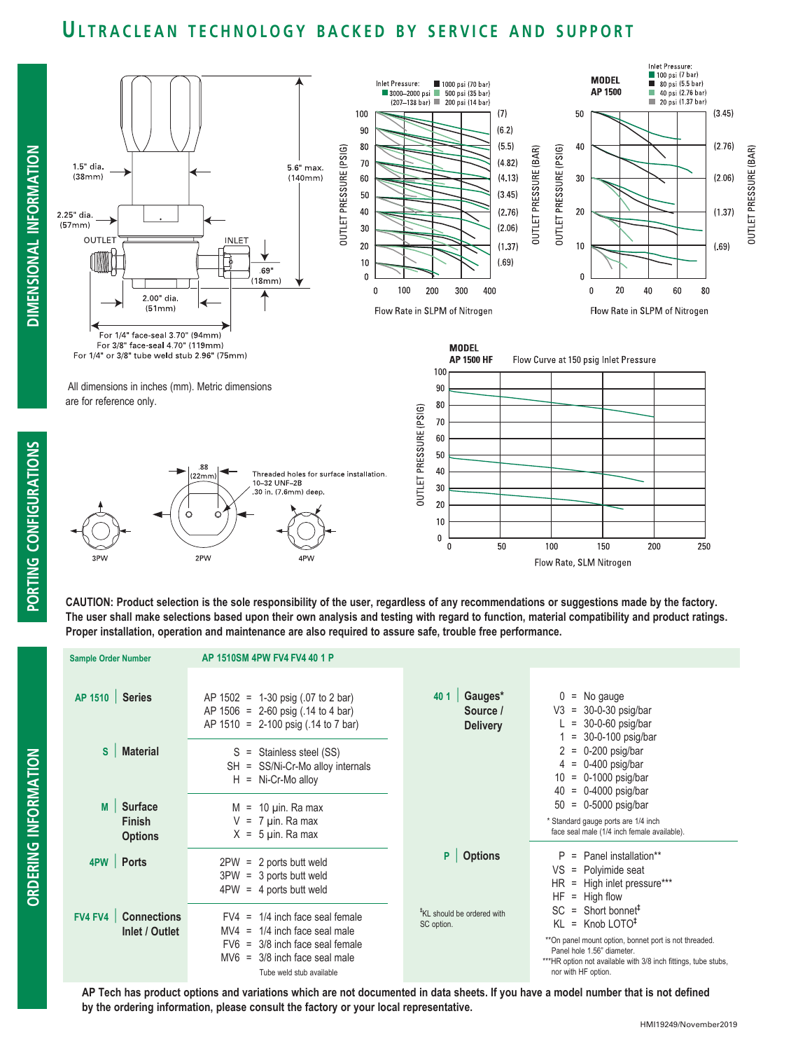# ULTRACLEAN TECHNOLOGY BACKED BY SERVICE AND SUPPORT

## DIMENSIONAL INFORMATION

1.5" dia. (38mm)

2.25" dia. (57mm)

5.6" max. (140mm)

OUTLET

INLET

.69" (18mm)

2.00" dia. (51mm)

For 1/4" face-seal 3.70" (94mm)
For 3/8" face-seal 4.70" (119mm)
For 1/4" or 3/8" tube weld stub 2.96" (75mm)

All dimensions in inches (mm). Metric dimensions are for reference only.

Inlet Pressure: 3000–2000 psi (207–138 bar) | 1000 psi (70 bar) | 500 psi (35 bar) | 200 psi (14 bar)

OUTLET PRESSURE (PSIG): 100, 90, 80, 70, 60, 50, 40, 30, 20, 10, 0

OUTLET PRESSURE (BAR): (7), (6.2), (5.5), (4.82), (4.13), (3.45), (2.76), (2.06), (1.37), (.69)

0, 100, 200, 300, 400

Flow Rate in SLPM of Nitrogen

MODEL AP 1500

Inlet Pressure: 100 psi (7 bar) | 80 psi (5.5 bar) | 40 psi (2.76 bar) | 20 psi (1.37 bar)

OUTLET PRESSURE (PSIG): 50, 40, 30, 20, 10, 0

OUTLET PRESSURE (BAR): (3.45), (2.76), (2.06), (1.37), (.69)

0, 20, 40, 60, 80

Flow Rate in SLPM of Nitrogen

MODEL AP 1500 HF

Flow Curve at 150 psig Inlet Pressure

OUTLET PRESSURE (PSIG): 100, 90, 80, 70, 60, 50, 40, 30, 20, 10, 0

0, 50, 100, 150, 200, 250

Flow Rate, SLM Nitrogen

## PORTING CONFIGURATIONS

.88 (22mm)

Threaded holes for surface installation. 10–32 UNF–2B .30 in. (7.6mm) deep.

3PW 2PW 4PW

**CAUTION: Product selection is the sole responsibility of the user, regardless of any recommendations or suggestions made by the factory. The user shall make selections based upon their own analysis and testing with regard to function, material compatibility and product ratings. Proper installation, operation and maintenance are also required to assure safe, trouble free performance.**

## ORDERING INFORMATION

**Sample Order Number** AP 1510SM 4PW FV4 FV4 40 1 P

| Code | Category | Options |
|---|---|---|
| AP 1510 | Series | AP 1502 = 1-30 psig (.07 to 2 bar)<br>AP 1506 = 2-60 psig (.14 to 4 bar)<br>AP 1510 = 2-100 psig (.14 to 7 bar) |
| S | Material | S = Stainless steel (SS)<br>SH = SS/Ni-Cr-Mo alloy internals<br>H = Ni-Cr-Mo alloy |
| M | Surface Finish Options | M = 10 µin. Ra max<br>V = 7 µin. Ra max<br>X = 5 µin. Ra max |
| 4PW | Ports | 2PW = 2 ports butt weld<br>3PW = 3 ports butt weld<br>4PW = 4 ports butt weld |
| FV4 FV4 | Connections Inlet / Outlet | FV4 = 1/4 inch face seal female<br>MV4 = 1/4 inch face seal male<br>FV6 = 3/8 inch face seal female<br>MV6 = 3/8 inch face seal male<br>Tube weld stub available |
| 40 1 | Gauges* Source / Delivery | 0 = No gauge<br>V3 = 30-0-30 psig/bar<br>L = 30-0-60 psig/bar<br>1 = 30-0-100 psig/bar<br>2 = 0-200 psig/bar<br>4 = 0-400 psig/bar<br>10 = 0-1000 psig/bar<br>40 = 0-4000 psig/bar<br>50 = 0-5000 psig/bar<br>* Standard gauge ports are 1/4 inch face seal male (1/4 inch female available). |
| P | Options | P = Panel installation**<br>VS = Polyimide seat<br>HR = High inlet pressure***<br>HF = High flow<br>SC = Short bonnet‡<br>KL = Knob LOTO‡<br>**On panel mount option, bonnet port is not threaded. Panel hole 1.56" diameter.<br>***HR option not available with 3/8 inch fittings, tube stubs, nor with HF option. |

‡KL should be ordered with SC option.

**AP Tech has product options and variations which are not documented in data sheets. If you have a model number that is not defined by the ordering information, please consult the factory or your local representative.**

HMI19249/November2019